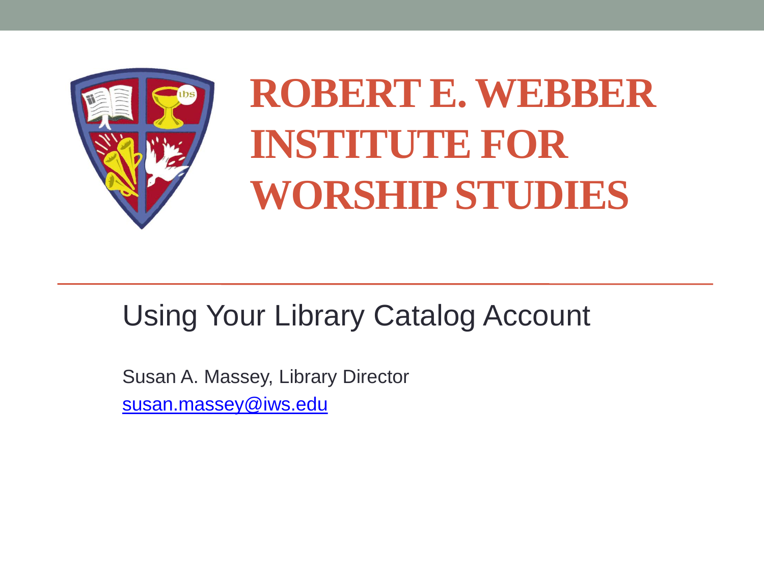# ROBERT E. WEBBER INSTITUTE FOR WORSHIP STUDIES

## Using Your Library Catalog Account

Susan A. Massey, Library Director

susan.massey@iws.edu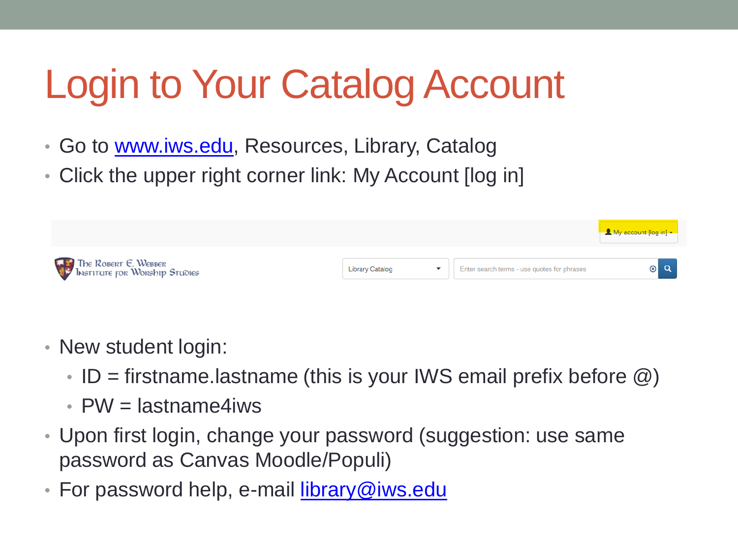# Login to Your Catalog Account

- Go to [www.iws.edu](http://www.iws.edu), Resources, Library, Catalog
- Click the upper right corner link: My Account [log in]

- New student login:
  - ID = firstname.lastname (this is your IWS email prefix before @)
  - PW = lastname4iws
- Upon first login, change your password (suggestion: use same password as Canvas Moodle/Populi)
- For password help, e-mail [library@iws.edu](mailto:library@iws.edu)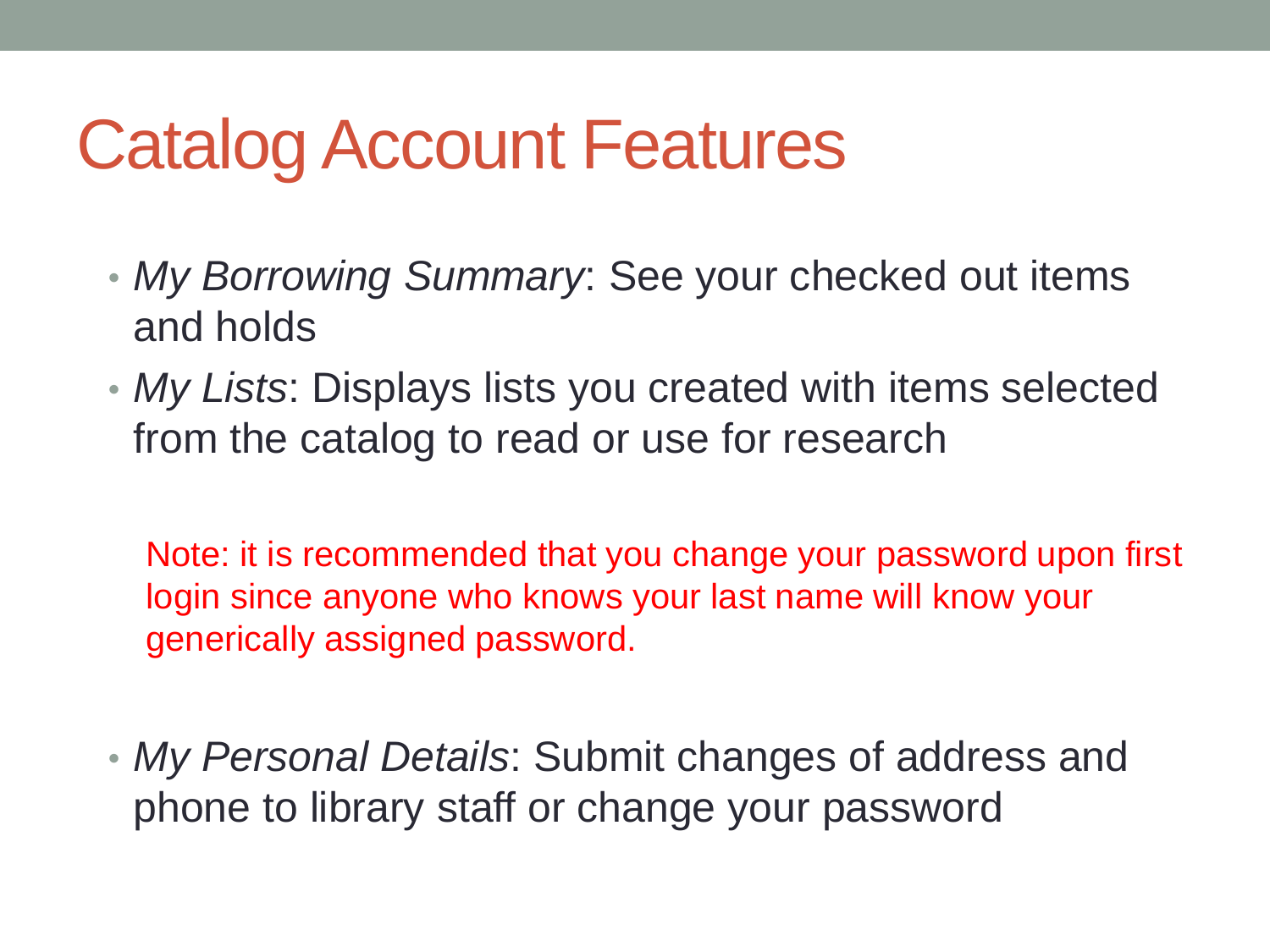# Catalog Account Features

- *My Borrowing Summary*: See your checked out items and holds
- *My Lists*: Displays lists you created with items selected from the catalog to read or use for research

  Note: it is recommended that you change your password upon first login since anyone who knows your last name will know your generically assigned password.

- *My Personal Details*: Submit changes of address and phone to library staff or change your password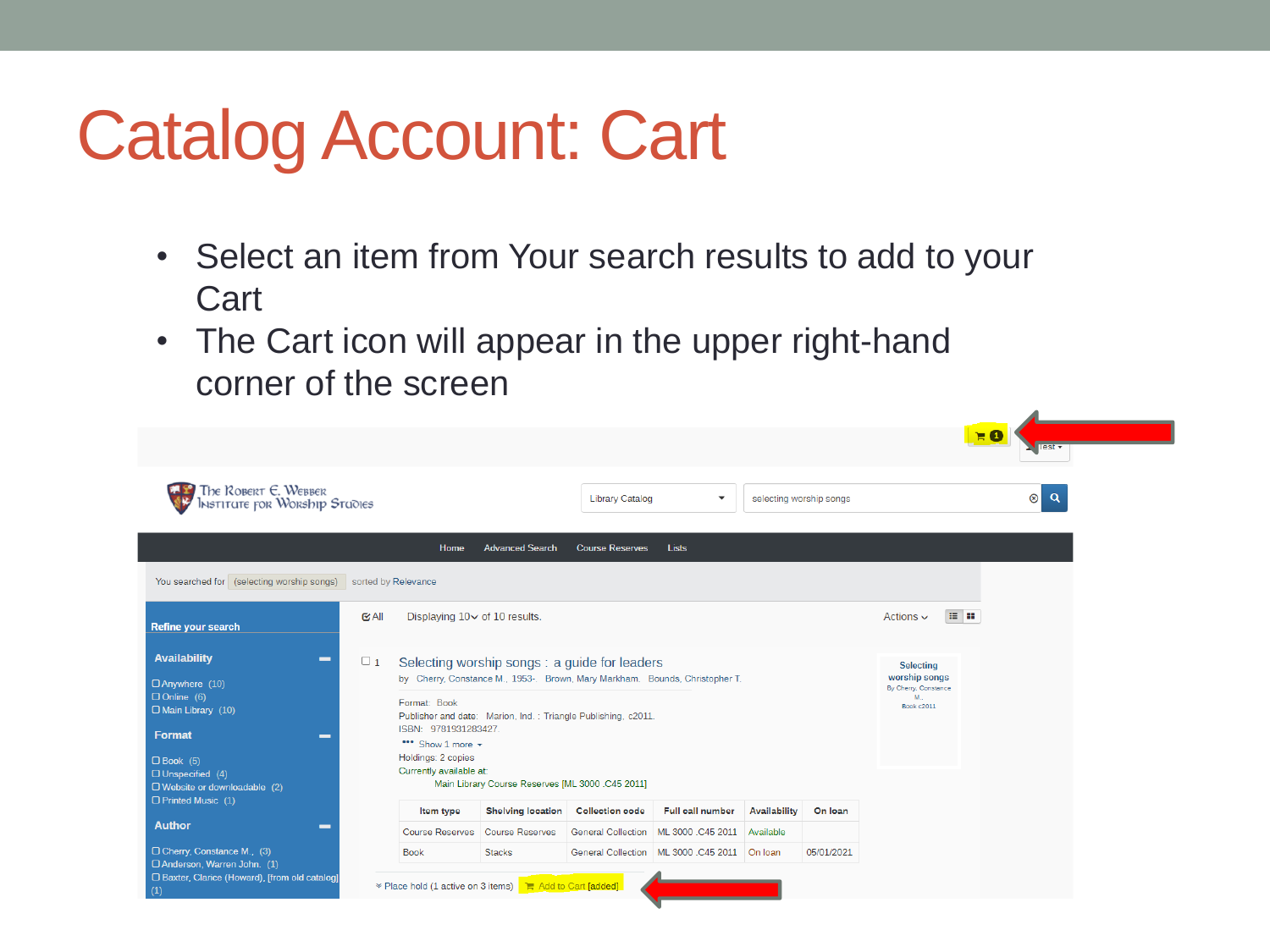# Catalog Account: Cart

- Select an item from Your search results to add to your Cart
- The Cart icon will appear in the upper right-hand corner of the screen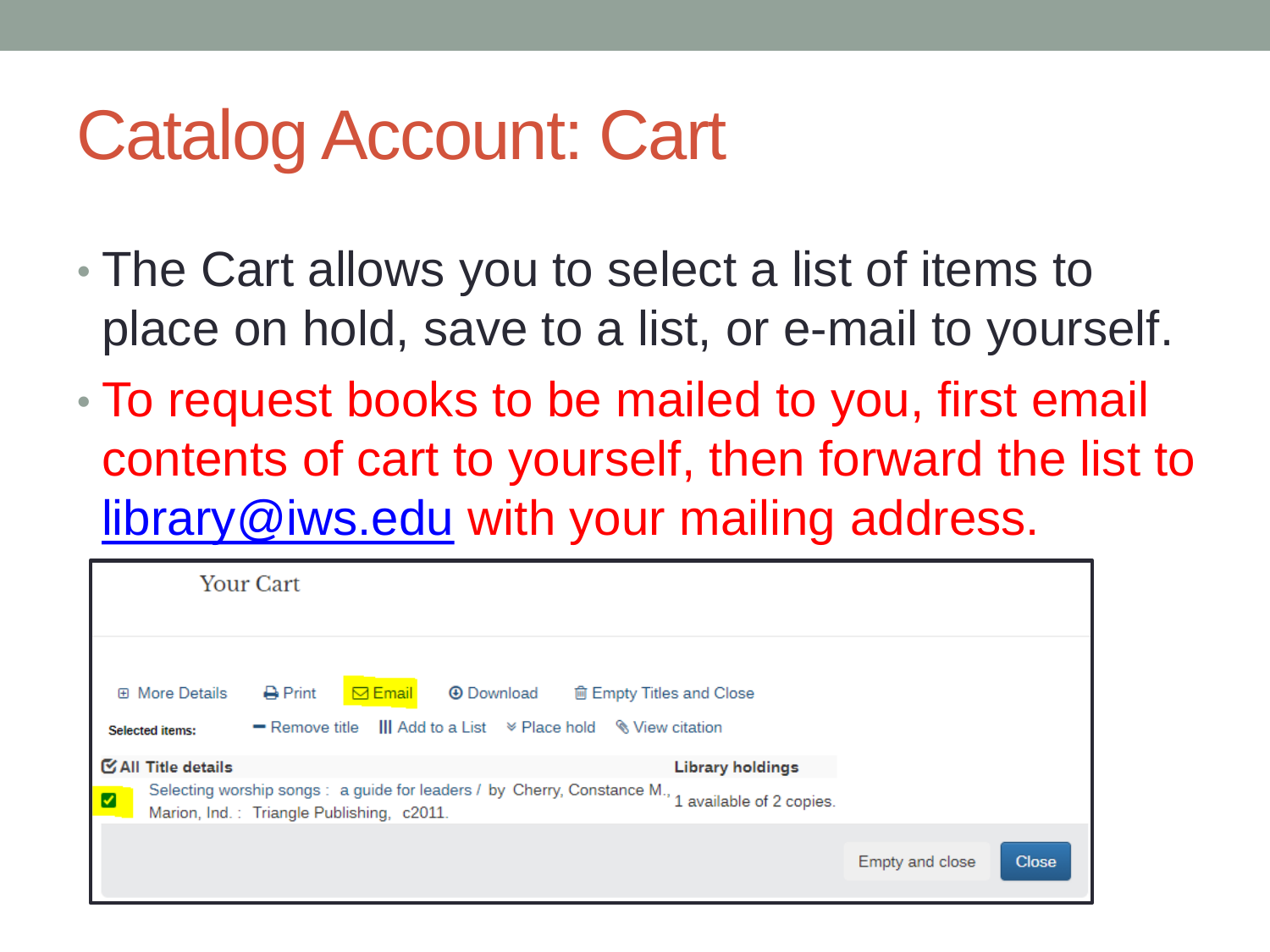# Catalog Account: Cart

- The Cart allows you to select a list of items to place on hold, save to a list, or e-mail to yourself.
- To request books to be mailed to you, first email contents of cart to yourself, then forward the list to library@iws.edu with your mailing address.

Your Cart

⊞ More Details    Print    Email    Download    Empty Titles and Close

**Selected items:**    Remove title    Add to a List    Place hold    View citation

| All Title details | Library holdings |
| --- | --- |
| Selecting worship songs : a guide for leaders / by Cherry, Constance M., Marion, Ind. : Triangle Publishing, c2011. | 1 available of 2 copies. |

Empty and close    Close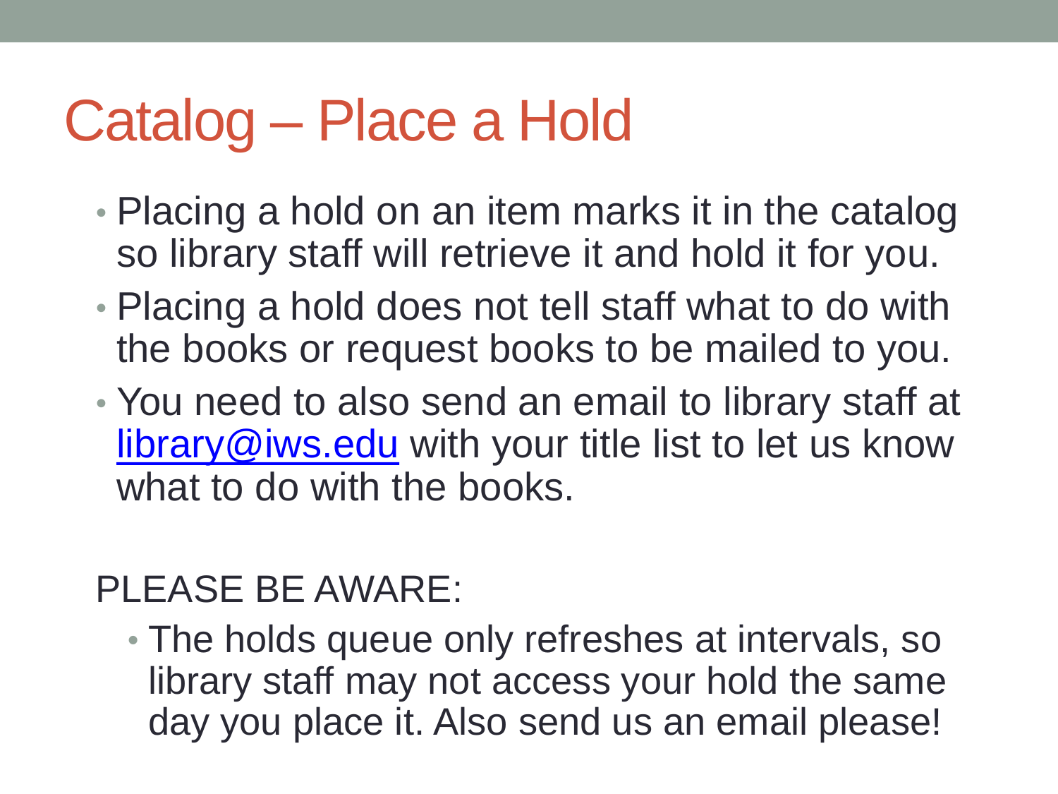# Catalog – Place a Hold

- Placing a hold on an item marks it in the catalog so library staff will retrieve it and hold it for you.
- Placing a hold does not tell staff what to do with the books or request books to be mailed to you.
- You need to also send an email to library staff at [library@iws.edu](mailto:library@iws.edu) with your title list to let us know what to do with the books.

PLEASE BE AWARE:

- The holds queue only refreshes at intervals, so library staff may not access your hold the same day you place it. Also send us an email please!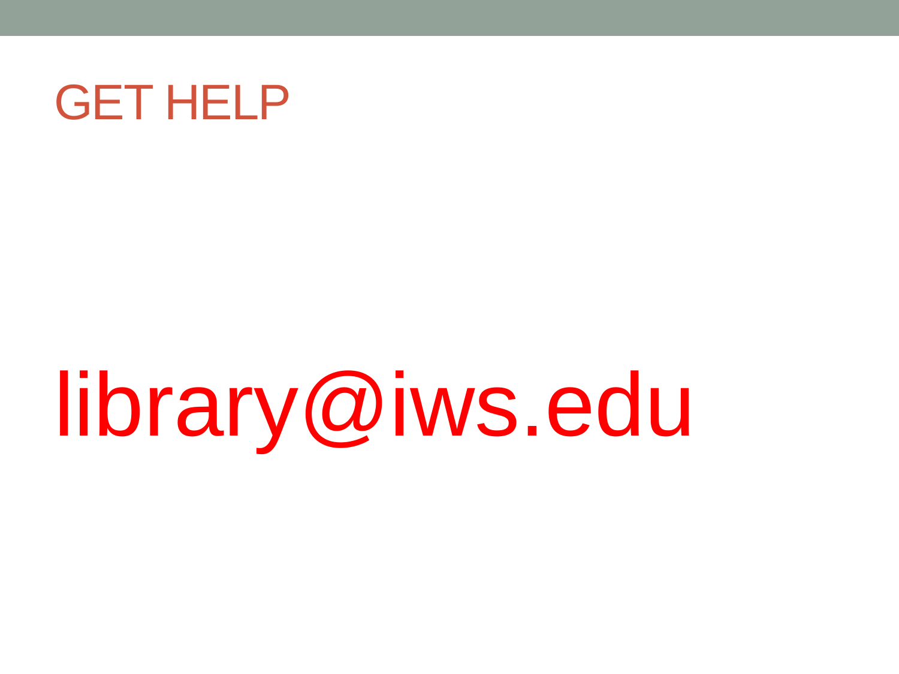# GET HELP

library@iws.edu